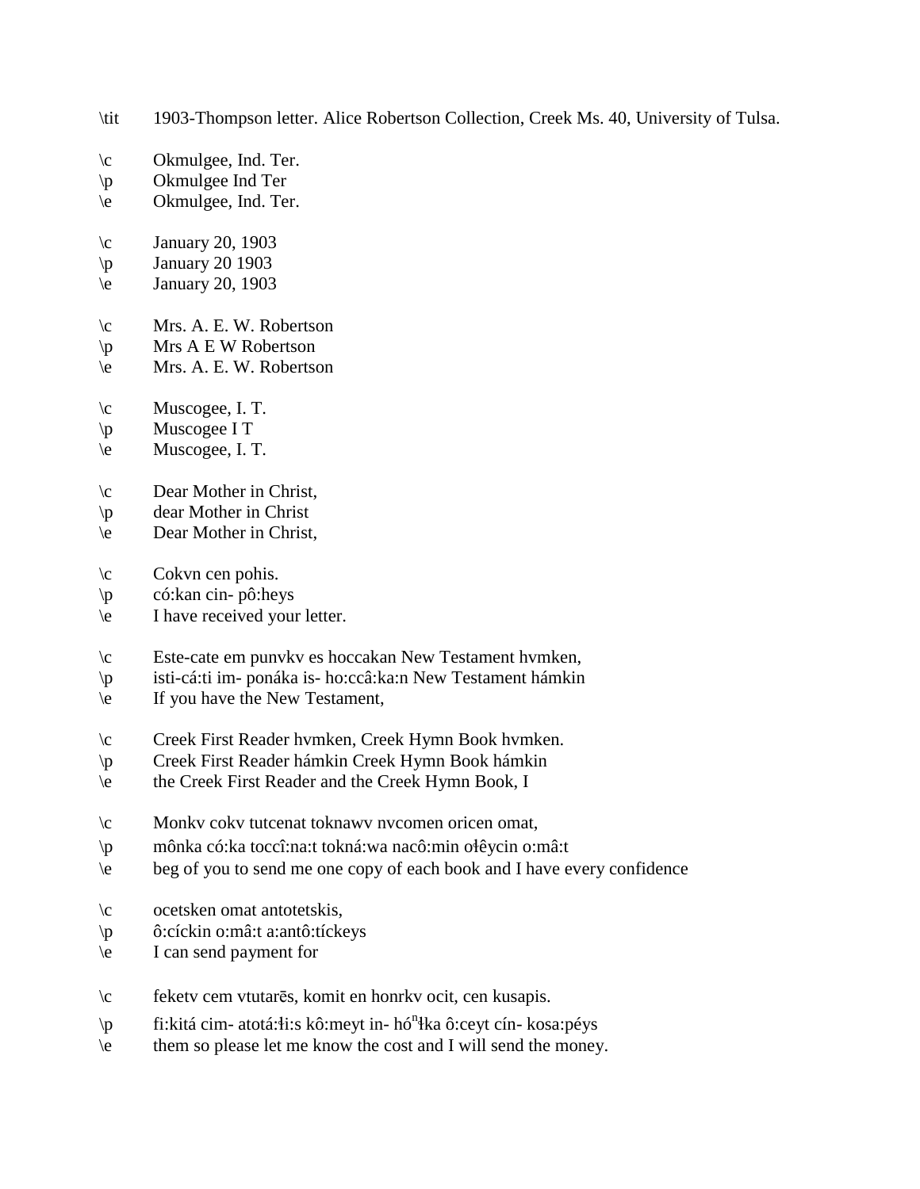\tit 1903-Thompson letter. Alice Robertson Collection, Creek Ms. 40, University of Tulsa.

\c Okmulgee, Ind. Ter.
\p Okmulgee Ind Ter
\e Okmulgee, Ind. Ter.

\c January 20, 1903
\p January 20 1903
\e January 20, 1903

\c Mrs. A. E. W. Robertson
\p Mrs A E W Robertson
\e Mrs. A. E. W. Robertson

\c Muscogee, I. T.
\p Muscogee I T
\e Muscogee, I. T.

\c Dear Mother in Christ,
\p dear Mother in Christ
\e Dear Mother in Christ,

\c Cokvn cen pohis.
\p có:kan cin- pô:heys
\e I have received your letter.

\c Este-cate em punvkv es hoccakan New Testament hvmken,
\p isti-cá:ti im- ponáka is- ho:ccâ:ka:n New Testament hámkin
\e If you have the New Testament,

\c Creek First Reader hvmken, Creek Hymn Book hvmken.
\p Creek First Reader hámkin Creek Hymn Book hámkin
\e the Creek First Reader and the Creek Hymn Book, I

\c Monkv cokv tutcenat toknawv nvcomen oricen omat,
\p mônka có:ka toccî:na:t tokná:wa nacô:min ołêycin o:mâ:t
\e beg of you to send me one copy of each book and I have every confidence

\c ocetsken omat antotetskis,
\p ô:cíckin o:mâ:t a:antô:tíckeys
\e I can send payment for

\c feketv cem vtutarēs, komit en honrkv ocit, cen kusapis.
\p fi:kitá cim- atotá:łi:s kô:meyt in- hóⁿłka ô:ceyt cín- kosa:péys
\e them so please let me know the cost and I will send the money.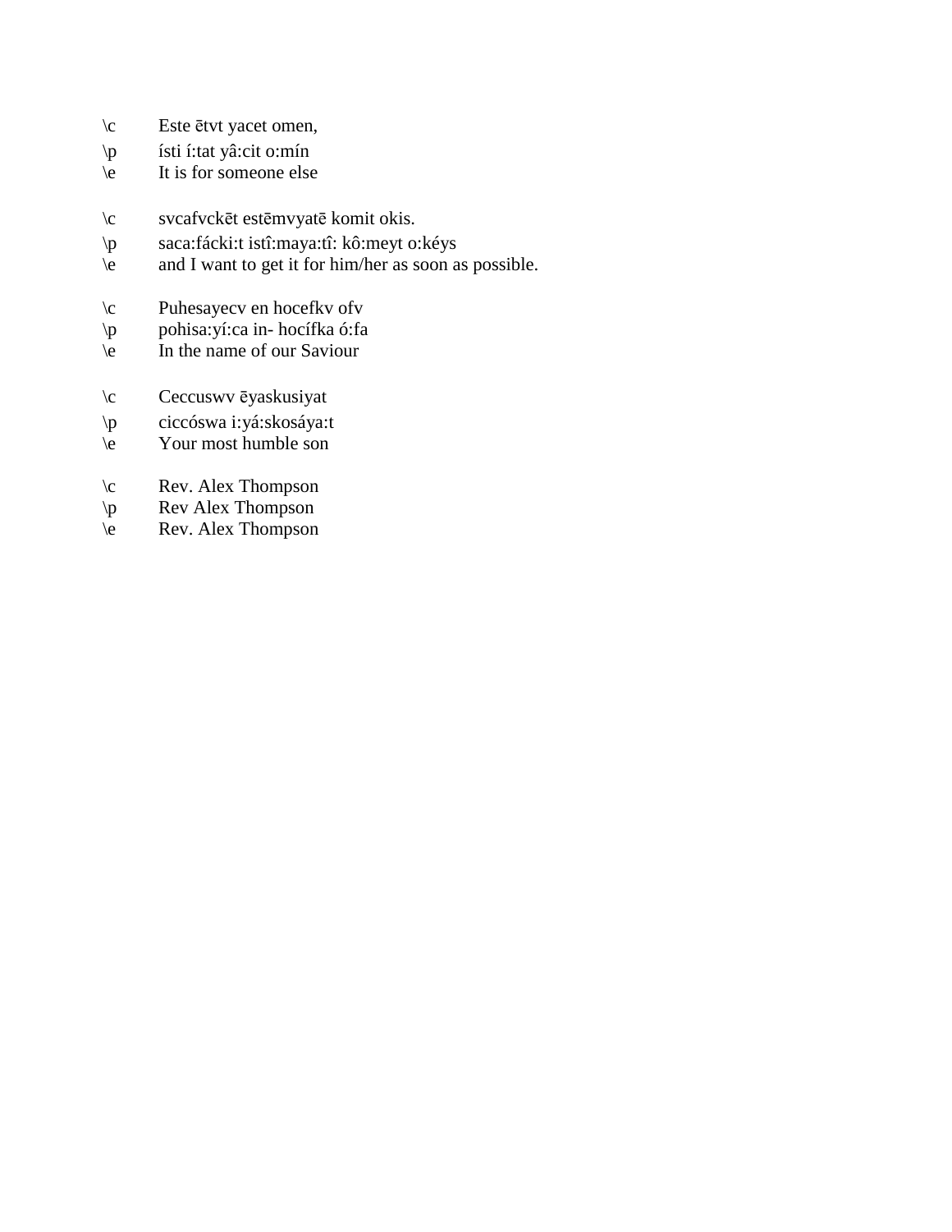\c Este ētvt yacet omen,
\p ísti í:tat yâ:cit o:mín
\e It is for someone else

\c svcafvckēt estēmvyatē komit okis.
\p saca:fácki:t istî:maya:tî: kô:meyt o:kéys
\e and I want to get it for him/her as soon as possible.

\c Puhesayecv en hocefkv ofv
\p pohisa:yí:ca in- hocífka ó:fa
\e In the name of our Saviour

\c Ceccuswv ēyaskusiyat
\p ciccóswa i:yá:skosáya:t
\e Your most humble son

\c Rev. Alex Thompson
\p Rev Alex Thompson
\e Rev. Alex Thompson